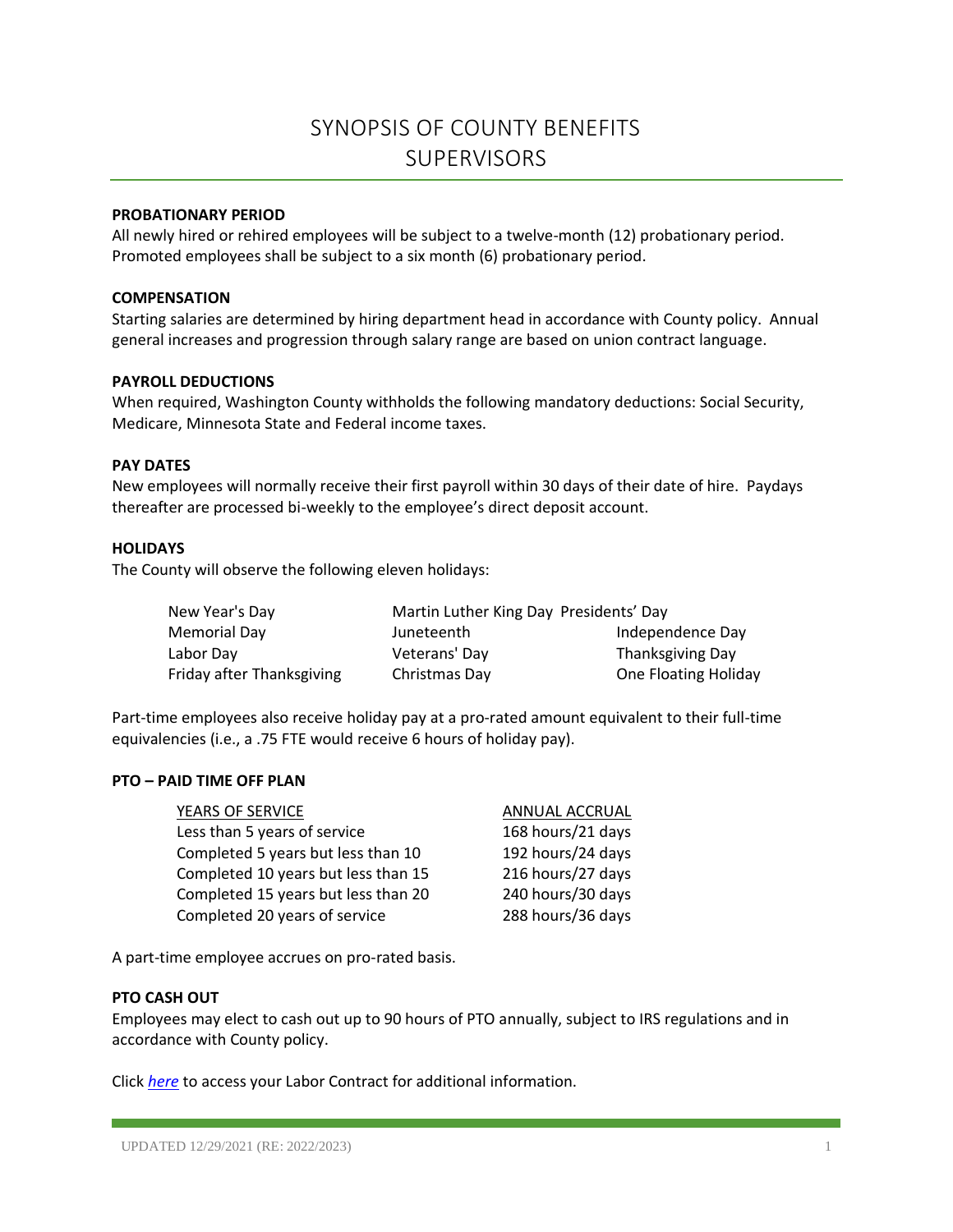# SYNOPSIS OF COUNTY BENEFITS
# SUPERVISORS

**PROBATIONARY PERIOD**

All newly hired or rehired employees will be subject to a twelve-month (12) probationary period. Promoted employees shall be subject to a six month (6) probationary period.

**COMPENSATION**

Starting salaries are determined by hiring department head in accordance with County policy. Annual general increases and progression through salary range are based on union contract language.

**PAYROLL DEDUCTIONS**

When required, Washington County withholds the following mandatory deductions: Social Security, Medicare, Minnesota State and Federal income taxes.

**PAY DATES**

New employees will normally receive their first payroll within 30 days of their date of hire. Paydays thereafter are processed bi-weekly to the employee's direct deposit account.

**HOLIDAYS**

The County will observe the following eleven holidays:

| | | |
|---|---|---|
| New Year's Day | Martin Luther King Day | Presidents' Day |
| Memorial Day | Juneteenth | Independence Day |
| Labor Day | Veterans' Day | Thanksgiving Day |
| Friday after Thanksgiving | Christmas Day | One Floating Holiday |

Part-time employees also receive holiday pay at a pro-rated amount equivalent to their full-time equivalencies (i.e., a .75 FTE would receive 6 hours of holiday pay).

**PTO – PAID TIME OFF PLAN**

| YEARS OF SERVICE | ANNUAL ACCRUAL |
|---|---|
| Less than 5 years of service | 168 hours/21 days |
| Completed 5 years but less than 10 | 192 hours/24 days |
| Completed 10 years but less than 15 | 216 hours/27 days |
| Completed 15 years but less than 20 | 240 hours/30 days |
| Completed 20 years of service | 288 hours/36 days |

A part-time employee accrues on pro-rated basis.

**PTO CASH OUT**

Employees may elect to cash out up to 90 hours of PTO annually, subject to IRS regulations and in accordance with County policy.

Click *here* to access your Labor Contract for additional information.

UPDATED 12/29/2021 (RE: 2022/2023)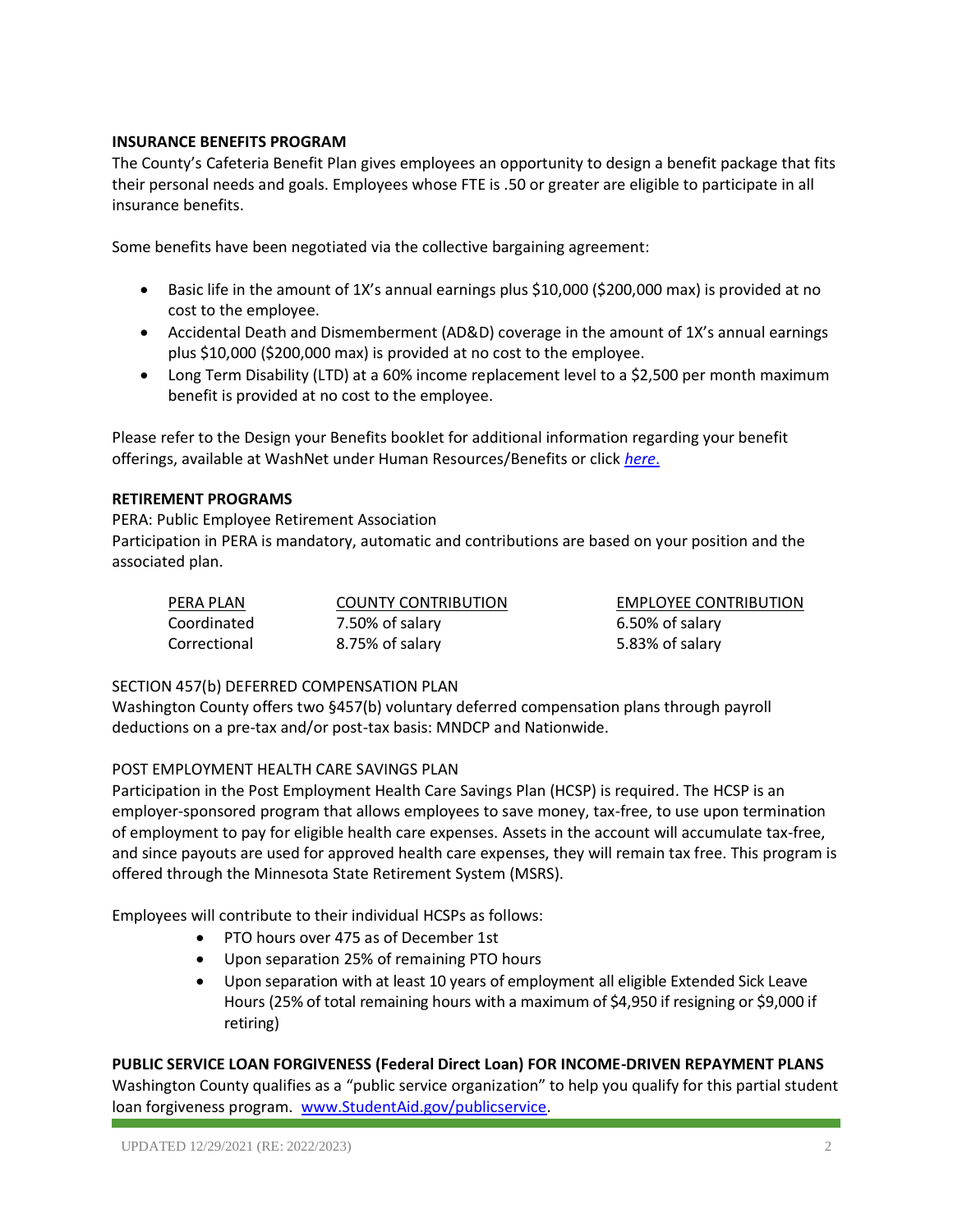## INSURANCE BENEFITS PROGRAM

The County's Cafeteria Benefit Plan gives employees an opportunity to design a benefit package that fits their personal needs and goals. Employees whose FTE is .50 or greater are eligible to participate in all insurance benefits.

Some benefits have been negotiated via the collective bargaining agreement:

- Basic life in the amount of 1X's annual earnings plus $10,000 ($200,000 max) is provided at no cost to the employee.
- Accidental Death and Dismemberment (AD&D) coverage in the amount of 1X's annual earnings plus $10,000 ($200,000 max) is provided at no cost to the employee.
- Long Term Disability (LTD) at a 60% income replacement level to a $2,500 per month maximum benefit is provided at no cost to the employee.

Please refer to the Design your Benefits booklet for additional information regarding your benefit offerings, available at WashNet under Human Resources/Benefits or click *here*.

## RETIREMENT PROGRAMS

PERA: Public Employee Retirement Association

Participation in PERA is mandatory, automatic and contributions are based on your position and the associated plan.

| PERA PLAN | COUNTY CONTRIBUTION | EMPLOYEE CONTRIBUTION |
|---|---|---|
| Coordinated | 7.50% of salary | 6.50% of salary |
| Correctional | 8.75% of salary | 5.83% of salary |

SECTION 457(b) DEFERRED COMPENSATION PLAN

Washington County offers two §457(b) voluntary deferred compensation plans through payroll deductions on a pre-tax and/or post-tax basis: MNDCP and Nationwide.

POST EMPLOYMENT HEALTH CARE SAVINGS PLAN

Participation in the Post Employment Health Care Savings Plan (HCSP) is required. The HCSP is an employer-sponsored program that allows employees to save money, tax-free, to use upon termination of employment to pay for eligible health care expenses. Assets in the account will accumulate tax-free, and since payouts are used for approved health care expenses, they will remain tax free. This program is offered through the Minnesota State Retirement System (MSRS).

Employees will contribute to their individual HCSPs as follows:

- PTO hours over 475 as of December 1st
- Upon separation 25% of remaining PTO hours
- Upon separation with at least 10 years of employment all eligible Extended Sick Leave Hours (25% of total remaining hours with a maximum of $4,950 if resigning or $9,000 if retiring)

## PUBLIC SERVICE LOAN FORGIVENESS (Federal Direct Loan) FOR INCOME-DRIVEN REPAYMENT PLANS

Washington County qualifies as a "public service organization" to help you qualify for this partial student loan forgiveness program. www.StudentAid.gov/publicservice.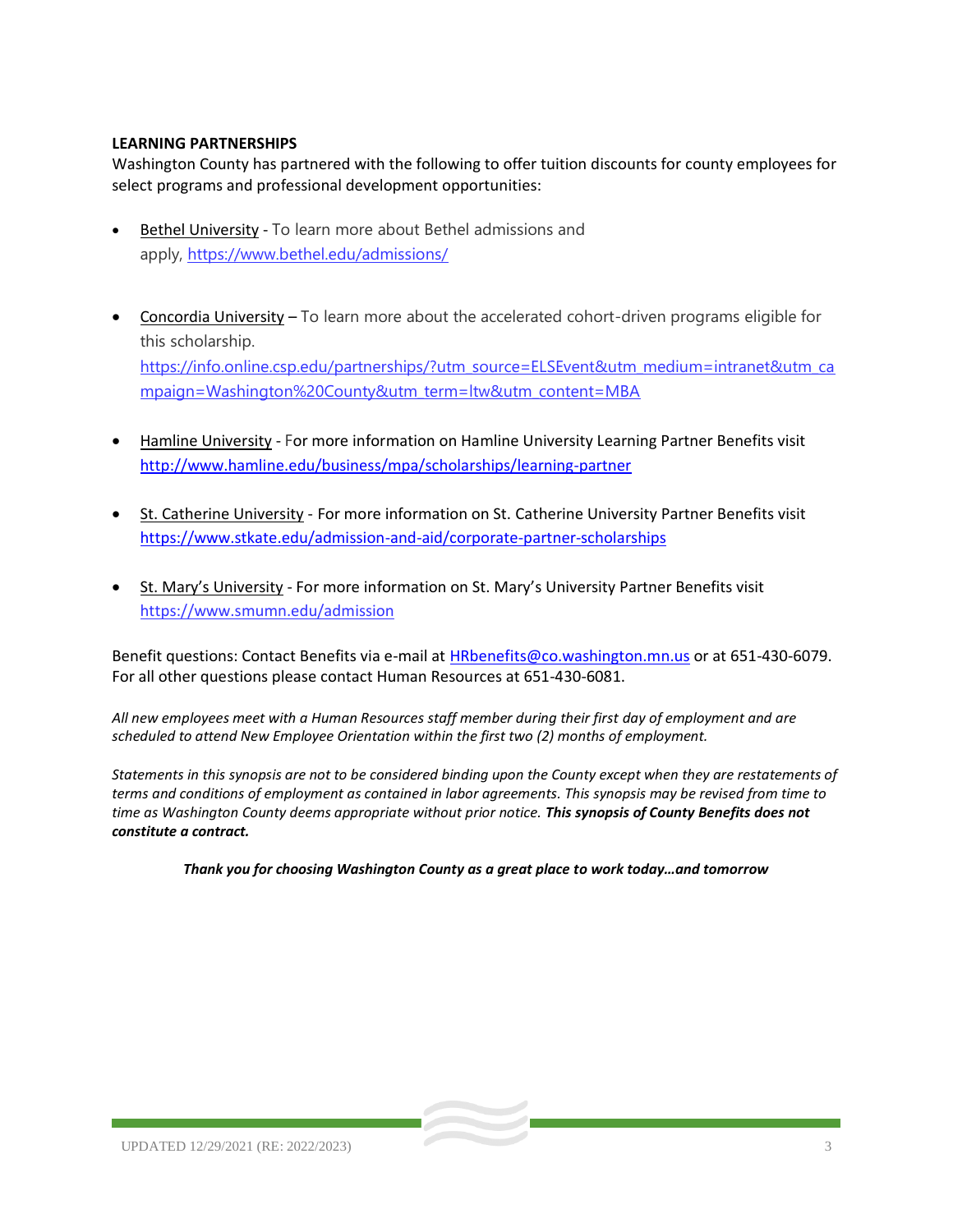**LEARNING PARTNERSHIPS**
Washington County has partnered with the following to offer tuition discounts for county employees for select programs and professional development opportunities:

- Bethel University - To learn more about Bethel admissions and apply, https://www.bethel.edu/admissions/

- Concordia University – To learn more about the accelerated cohort-driven programs eligible for this scholarship. https://info.online.csp.edu/partnerships/?utm_source=ELSEvent&utm_medium=intranet&utm_campaign=Washington%20County&utm_term=ltw&utm_content=MBA

- Hamline University - For more information on Hamline University Learning Partner Benefits visit http://www.hamline.edu/business/mpa/scholarships/learning-partner

- St. Catherine University - For more information on St. Catherine University Partner Benefits visit https://www.stkate.edu/admission-and-aid/corporate-partner-scholarships

- St. Mary's University - For more information on St. Mary's University Partner Benefits visit https://www.smumn.edu/admission

Benefit questions: Contact Benefits via e-mail at HRbenefits@co.washington.mn.us or at 651-430-6079. For all other questions please contact Human Resources at 651-430-6081.

*All new employees meet with a Human Resources staff member during their first day of employment and are scheduled to attend New Employee Orientation within the first two (2) months of employment.*

*Statements in this synopsis are not to be considered binding upon the County except when they are restatements of terms and conditions of employment as contained in labor agreements. This synopsis may be revised from time to time as Washington County deems appropriate without prior notice.* ***This synopsis of County Benefits does not constitute a contract.***

***Thank you for choosing Washington County as a great place to work today…and tomorrow***

UPDATED 12/29/2021 (RE: 2022/2023)